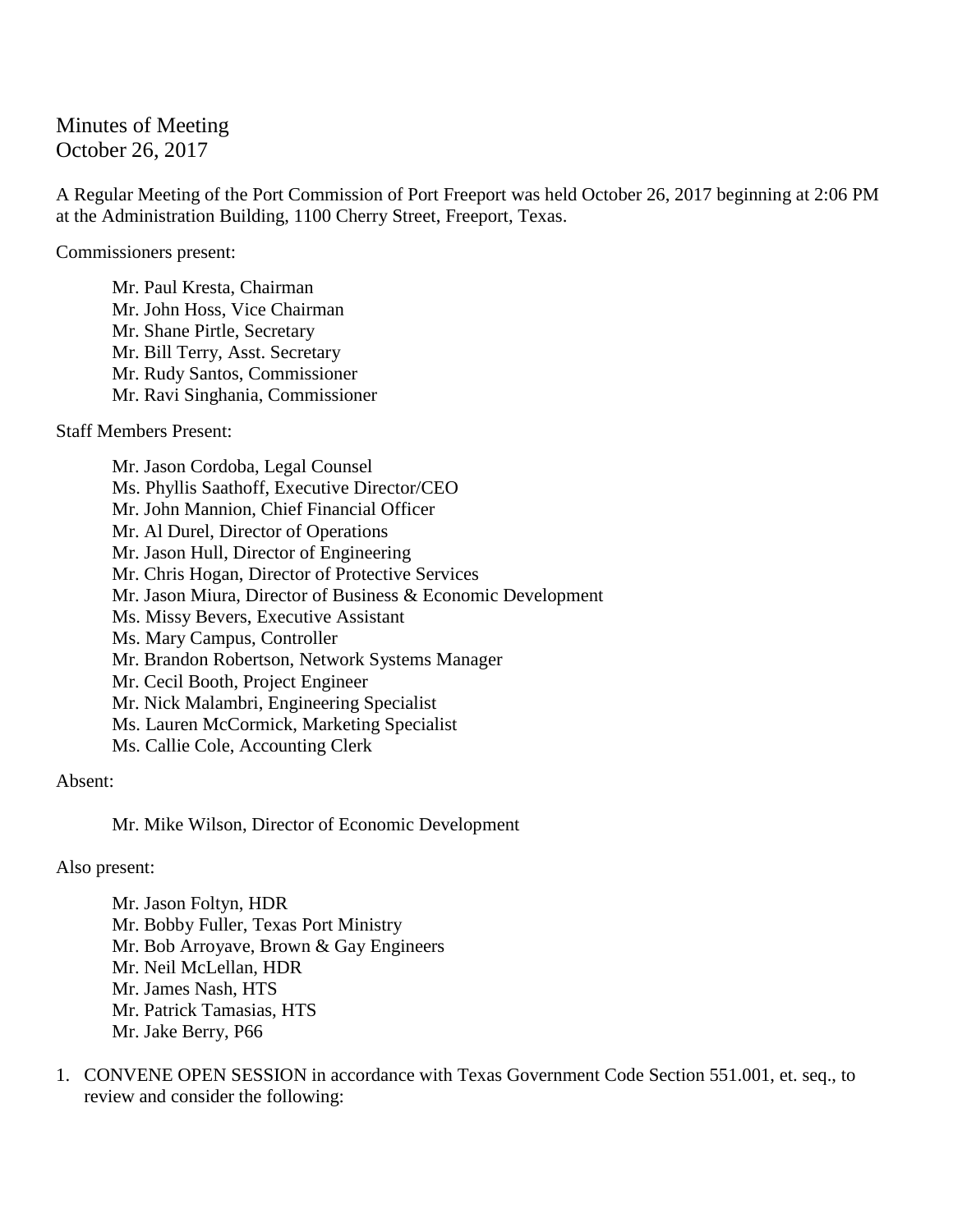# Minutes of Meeting
October 26, 2017

A Regular Meeting of the Port Commission of Port Freeport was held October 26, 2017 beginning at 2:06 PM at the Administration Building, 1100 Cherry Street, Freeport, Texas.

Commissioners present:

- Mr. Paul Kresta, Chairman
- Mr. John Hoss, Vice Chairman
- Mr. Shane Pirtle, Secretary
- Mr. Bill Terry, Asst. Secretary
- Mr. Rudy Santos, Commissioner
- Mr. Ravi Singhania, Commissioner

Staff Members Present:

- Mr. Jason Cordoba, Legal Counsel
- Ms. Phyllis Saathoff, Executive Director/CEO
- Mr. John Mannion, Chief Financial Officer
- Mr. Al Durel, Director of Operations
- Mr. Jason Hull, Director of Engineering
- Mr. Chris Hogan, Director of Protective Services
- Mr. Jason Miura, Director of Business & Economic Development
- Ms. Missy Bevers, Executive Assistant
- Ms. Mary Campus, Controller
- Mr. Brandon Robertson, Network Systems Manager
- Mr. Cecil Booth, Project Engineer
- Mr. Nick Malambri, Engineering Specialist
- Ms. Lauren McCormick, Marketing Specialist
- Ms. Callie Cole, Accounting Clerk

Absent:

- Mr. Mike Wilson, Director of Economic Development

Also present:

- Mr. Jason Foltyn, HDR
- Mr. Bobby Fuller, Texas Port Ministry
- Mr. Bob Arroyave, Brown & Gay Engineers
- Mr. Neil McLellan, HDR
- Mr. James Nash, HTS
- Mr. Patrick Tamasias, HTS
- Mr. Jake Berry, P66

1. CONVENE OPEN SESSION in accordance with Texas Government Code Section 551.001, et. seq., to review and consider the following: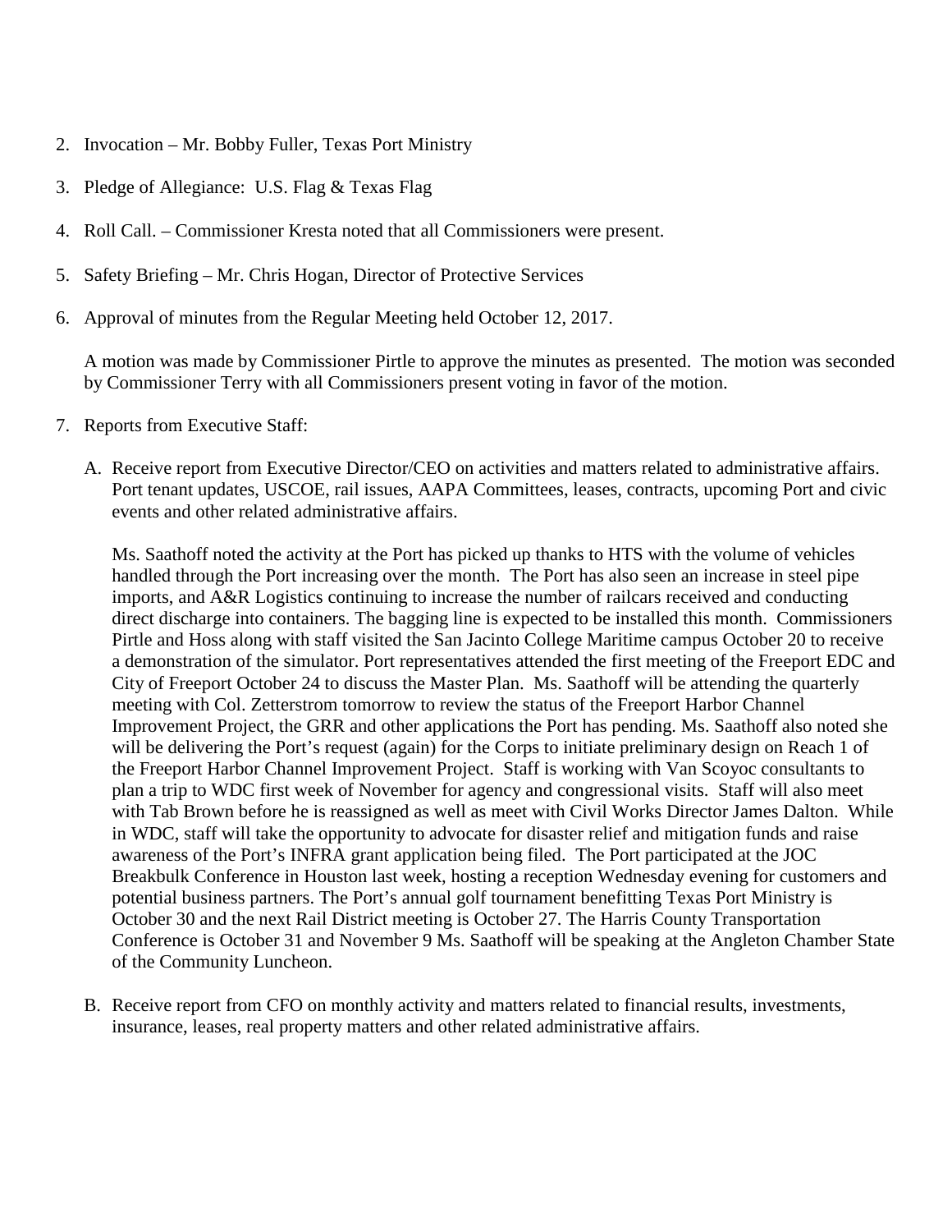2. Invocation – Mr. Bobby Fuller, Texas Port Ministry

3. Pledge of Allegiance: U.S. Flag & Texas Flag

4. Roll Call. – Commissioner Kresta noted that all Commissioners were present.

5. Safety Briefing – Mr. Chris Hogan, Director of Protective Services

6. Approval of minutes from the Regular Meeting held October 12, 2017.

   A motion was made by Commissioner Pirtle to approve the minutes as presented. The motion was seconded by Commissioner Terry with all Commissioners present voting in favor of the motion.

7. Reports from Executive Staff:

   A. Receive report from Executive Director/CEO on activities and matters related to administrative affairs. Port tenant updates, USCOE, rail issues, AAPA Committees, leases, contracts, upcoming Port and civic events and other related administrative affairs.

      Ms. Saathoff noted the activity at the Port has picked up thanks to HTS with the volume of vehicles handled through the Port increasing over the month. The Port has also seen an increase in steel pipe imports, and A&R Logistics continuing to increase the number of railcars received and conducting direct discharge into containers. The bagging line is expected to be installed this month. Commissioners Pirtle and Hoss along with staff visited the San Jacinto College Maritime campus October 20 to receive a demonstration of the simulator. Port representatives attended the first meeting of the Freeport EDC and City of Freeport October 24 to discuss the Master Plan. Ms. Saathoff will be attending the quarterly meeting with Col. Zetterstrom tomorrow to review the status of the Freeport Harbor Channel Improvement Project, the GRR and other applications the Port has pending. Ms. Saathoff also noted she will be delivering the Port's request (again) for the Corps to initiate preliminary design on Reach 1 of the Freeport Harbor Channel Improvement Project. Staff is working with Van Scoyoc consultants to plan a trip to WDC first week of November for agency and congressional visits. Staff will also meet with Tab Brown before he is reassigned as well as meet with Civil Works Director James Dalton. While in WDC, staff will take the opportunity to advocate for disaster relief and mitigation funds and raise awareness of the Port's INFRA grant application being filed. The Port participated at the JOC Breakbulk Conference in Houston last week, hosting a reception Wednesday evening for customers and potential business partners. The Port's annual golf tournament benefitting Texas Port Ministry is October 30 and the next Rail District meeting is October 27. The Harris County Transportation Conference is October 31 and November 9 Ms. Saathoff will be speaking at the Angleton Chamber State of the Community Luncheon.

   B. Receive report from CFO on monthly activity and matters related to financial results, investments, insurance, leases, real property matters and other related administrative affairs.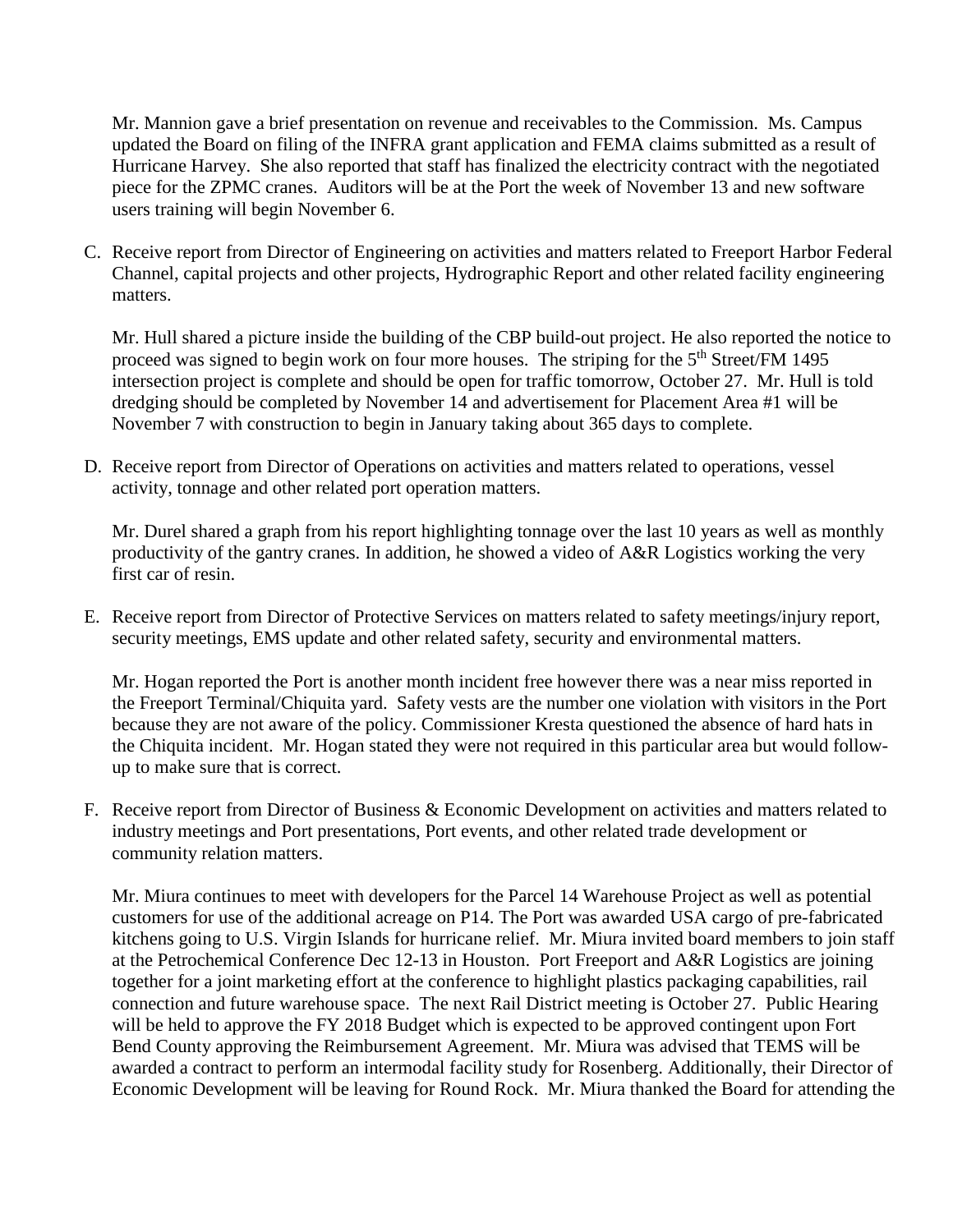Mr. Mannion gave a brief presentation on revenue and receivables to the Commission. Ms. Campus updated the Board on filing of the INFRA grant application and FEMA claims submitted as a result of Hurricane Harvey. She also reported that staff has finalized the electricity contract with the negotiated piece for the ZPMC cranes. Auditors will be at the Port the week of November 13 and new software users training will begin November 6.

C. Receive report from Director of Engineering on activities and matters related to Freeport Harbor Federal Channel, capital projects and other projects, Hydrographic Report and other related facility engineering matters.

   Mr. Hull shared a picture inside the building of the CBP build-out project. He also reported the notice to proceed was signed to begin work on four more houses. The striping for the 5th Street/FM 1495 intersection project is complete and should be open for traffic tomorrow, October 27. Mr. Hull is told dredging should be completed by November 14 and advertisement for Placement Area #1 will be November 7 with construction to begin in January taking about 365 days to complete.

D. Receive report from Director of Operations on activities and matters related to operations, vessel activity, tonnage and other related port operation matters.

   Mr. Durel shared a graph from his report highlighting tonnage over the last 10 years as well as monthly productivity of the gantry cranes. In addition, he showed a video of A&R Logistics working the very first car of resin.

E. Receive report from Director of Protective Services on matters related to safety meetings/injury report, security meetings, EMS update and other related safety, security and environmental matters.

   Mr. Hogan reported the Port is another month incident free however there was a near miss reported in the Freeport Terminal/Chiquita yard. Safety vests are the number one violation with visitors in the Port because they are not aware of the policy. Commissioner Kresta questioned the absence of hard hats in the Chiquita incident. Mr. Hogan stated they were not required in this particular area but would follow-up to make sure that is correct.

F. Receive report from Director of Business & Economic Development on activities and matters related to industry meetings and Port presentations, Port events, and other related trade development or community relation matters.

   Mr. Miura continues to meet with developers for the Parcel 14 Warehouse Project as well as potential customers for use of the additional acreage on P14. The Port was awarded USA cargo of pre-fabricated kitchens going to U.S. Virgin Islands for hurricane relief. Mr. Miura invited board members to join staff at the Petrochemical Conference Dec 12-13 in Houston. Port Freeport and A&R Logistics are joining together for a joint marketing effort at the conference to highlight plastics packaging capabilities, rail connection and future warehouse space. The next Rail District meeting is October 27. Public Hearing will be held to approve the FY 2018 Budget which is expected to be approved contingent upon Fort Bend County approving the Reimbursement Agreement. Mr. Miura was advised that TEMS will be awarded a contract to perform an intermodal facility study for Rosenberg. Additionally, their Director of Economic Development will be leaving for Round Rock. Mr. Miura thanked the Board for attending the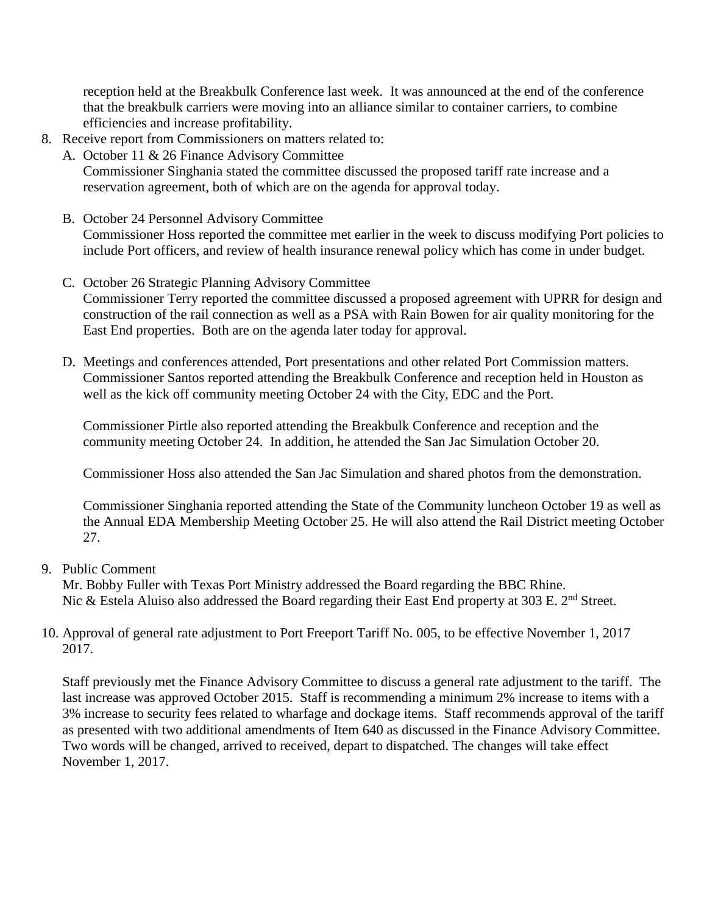reception held at the Breakbulk Conference last week. It was announced at the end of the conference that the breakbulk carriers were moving into an alliance similar to container carriers, to combine efficiencies and increase profitability.

8. Receive report from Commissioners on matters related to:
   A. October 11 & 26 Finance Advisory Committee
      Commissioner Singhania stated the committee discussed the proposed tariff rate increase and a reservation agreement, both of which are on the agenda for approval today.

   B. October 24 Personnel Advisory Committee
      Commissioner Hoss reported the committee met earlier in the week to discuss modifying Port policies to include Port officers, and review of health insurance renewal policy which has come in under budget.

   C. October 26 Strategic Planning Advisory Committee
      Commissioner Terry reported the committee discussed a proposed agreement with UPRR for design and construction of the rail connection as well as a PSA with Rain Bowen for air quality monitoring for the East End properties. Both are on the agenda later today for approval.

   D. Meetings and conferences attended, Port presentations and other related Port Commission matters.
      Commissioner Santos reported attending the Breakbulk Conference and reception held in Houston as well as the kick off community meeting October 24 with the City, EDC and the Port.

      Commissioner Pirtle also reported attending the Breakbulk Conference and reception and the community meeting October 24. In addition, he attended the San Jac Simulation October 20.

      Commissioner Hoss also attended the San Jac Simulation and shared photos from the demonstration.

      Commissioner Singhania reported attending the State of the Community luncheon October 19 as well as the Annual EDA Membership Meeting October 25. He will also attend the Rail District meeting October 27.

9. Public Comment
   Mr. Bobby Fuller with Texas Port Ministry addressed the Board regarding the BBC Rhine.
   Nic & Estela Aluiso also addressed the Board regarding their East End property at 303 E. 2nd Street.

10. Approval of general rate adjustment to Port Freeport Tariff No. 005, to be effective November 1, 2017 2017.

    Staff previously met the Finance Advisory Committee to discuss a general rate adjustment to the tariff. The last increase was approved October 2015. Staff is recommending a minimum 2% increase to items with a 3% increase to security fees related to wharfage and dockage items. Staff recommends approval of the tariff as presented with two additional amendments of Item 640 as discussed in the Finance Advisory Committee. Two words will be changed, arrived to received, depart to dispatched. The changes will take effect November 1, 2017.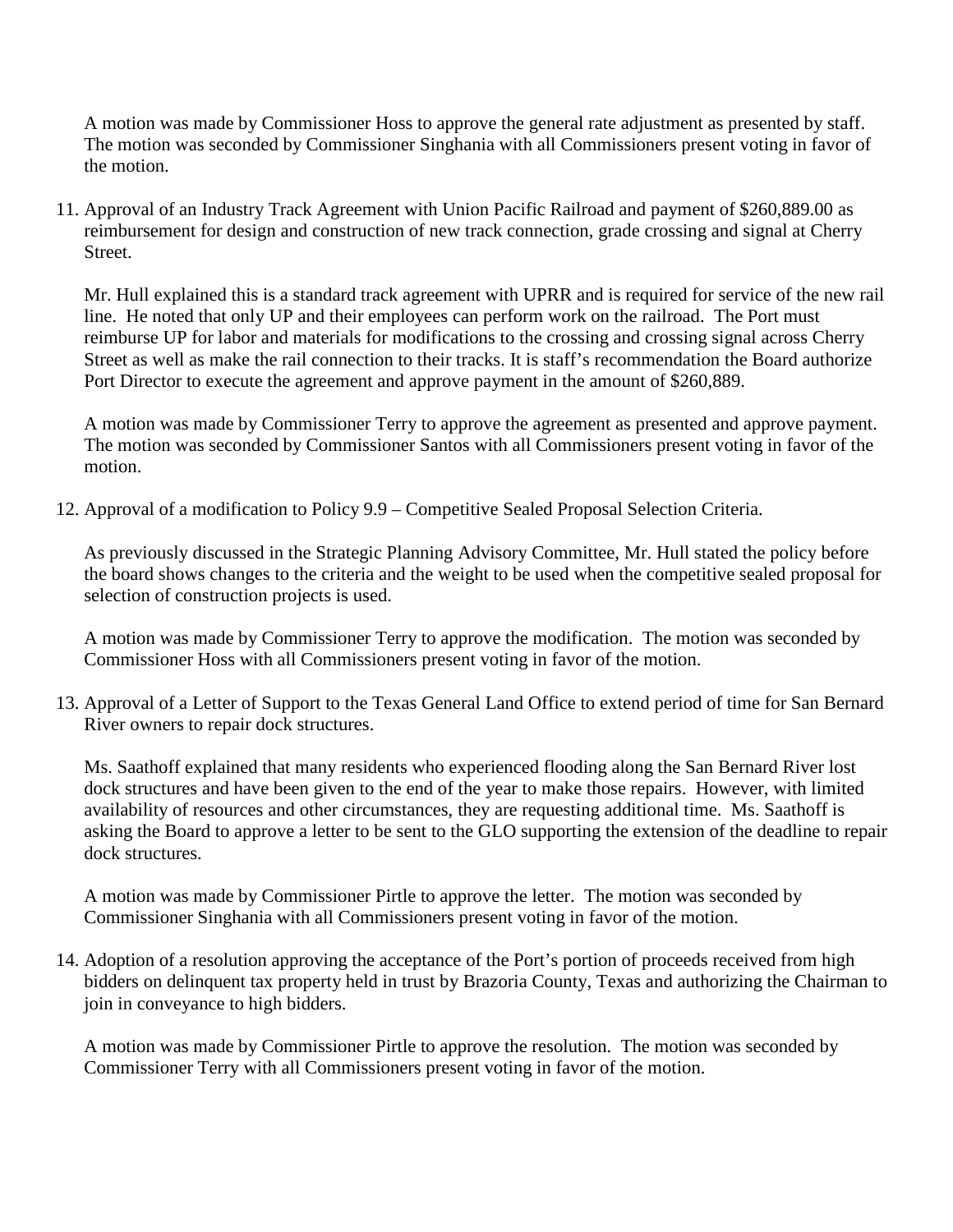A motion was made by Commissioner Hoss to approve the general rate adjustment as presented by staff. The motion was seconded by Commissioner Singhania with all Commissioners present voting in favor of the motion.

11. Approval of an Industry Track Agreement with Union Pacific Railroad and payment of $260,889.00 as reimbursement for design and construction of new track connection, grade crossing and signal at Cherry Street.

    Mr. Hull explained this is a standard track agreement with UPRR and is required for service of the new rail line. He noted that only UP and their employees can perform work on the railroad. The Port must reimburse UP for labor and materials for modifications to the crossing and crossing signal across Cherry Street as well as make the rail connection to their tracks. It is staff's recommendation the Board authorize Port Director to execute the agreement and approve payment in the amount of $260,889.

    A motion was made by Commissioner Terry to approve the agreement as presented and approve payment. The motion was seconded by Commissioner Santos with all Commissioners present voting in favor of the motion.

12. Approval of a modification to Policy 9.9 – Competitive Sealed Proposal Selection Criteria.

    As previously discussed in the Strategic Planning Advisory Committee, Mr. Hull stated the policy before the board shows changes to the criteria and the weight to be used when the competitive sealed proposal for selection of construction projects is used.

    A motion was made by Commissioner Terry to approve the modification. The motion was seconded by Commissioner Hoss with all Commissioners present voting in favor of the motion.

13. Approval of a Letter of Support to the Texas General Land Office to extend period of time for San Bernard River owners to repair dock structures.

    Ms. Saathoff explained that many residents who experienced flooding along the San Bernard River lost dock structures and have been given to the end of the year to make those repairs. However, with limited availability of resources and other circumstances, they are requesting additional time. Ms. Saathoff is asking the Board to approve a letter to be sent to the GLO supporting the extension of the deadline to repair dock structures.

    A motion was made by Commissioner Pirtle to approve the letter. The motion was seconded by Commissioner Singhania with all Commissioners present voting in favor of the motion.

14. Adoption of a resolution approving the acceptance of the Port's portion of proceeds received from high bidders on delinquent tax property held in trust by Brazoria County, Texas and authorizing the Chairman to join in conveyance to high bidders.

    A motion was made by Commissioner Pirtle to approve the resolution. The motion was seconded by Commissioner Terry with all Commissioners present voting in favor of the motion.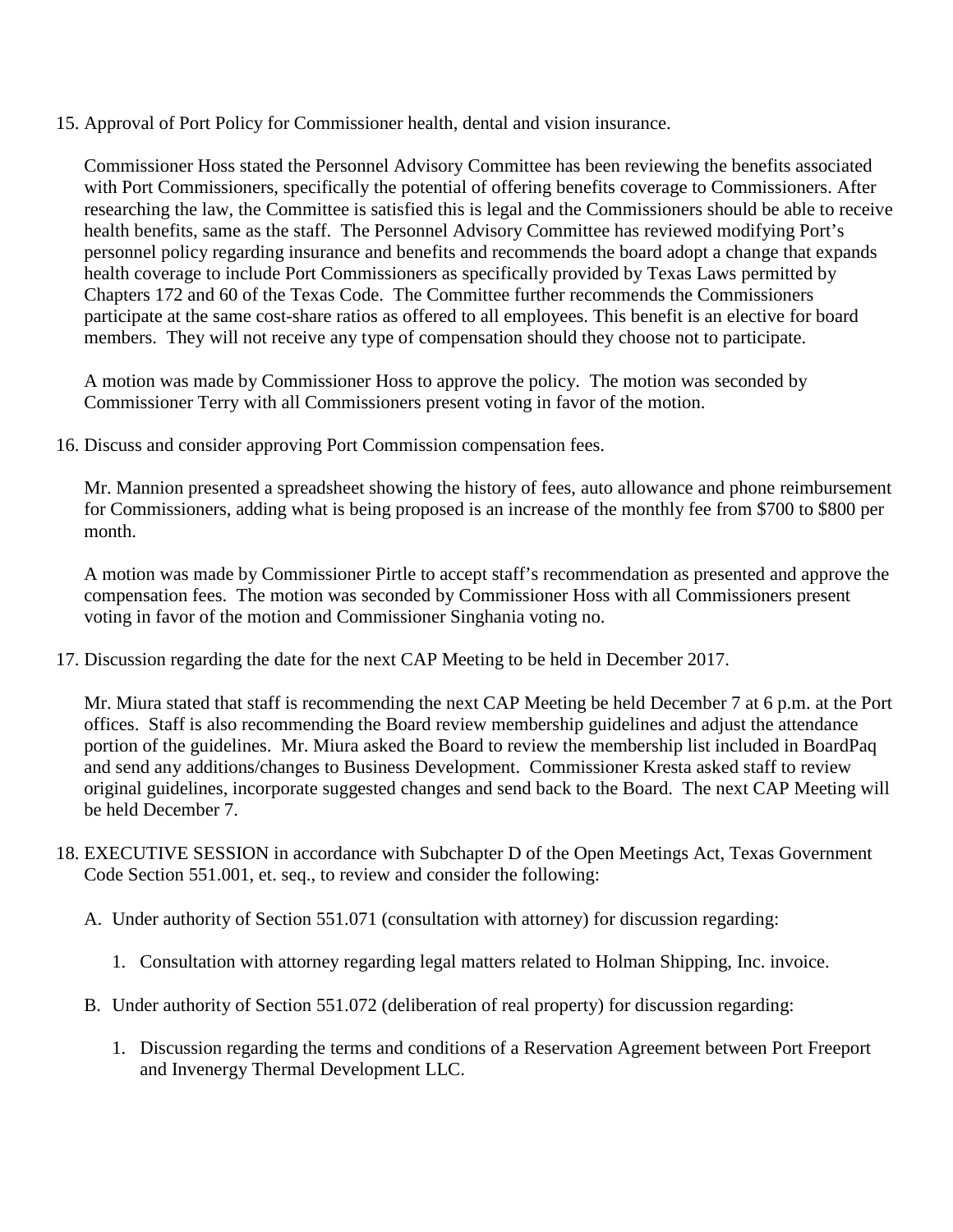15. Approval of Port Policy for Commissioner health, dental and vision insurance.

    Commissioner Hoss stated the Personnel Advisory Committee has been reviewing the benefits associated with Port Commissioners, specifically the potential of offering benefits coverage to Commissioners. After researching the law, the Committee is satisfied this is legal and the Commissioners should be able to receive health benefits, same as the staff. The Personnel Advisory Committee has reviewed modifying Port's personnel policy regarding insurance and benefits and recommends the board adopt a change that expands health coverage to include Port Commissioners as specifically provided by Texas Laws permitted by Chapters 172 and 60 of the Texas Code. The Committee further recommends the Commissioners participate at the same cost-share ratios as offered to all employees. This benefit is an elective for board members. They will not receive any type of compensation should they choose not to participate.

    A motion was made by Commissioner Hoss to approve the policy. The motion was seconded by Commissioner Terry with all Commissioners present voting in favor of the motion.

16. Discuss and consider approving Port Commission compensation fees.

    Mr. Mannion presented a spreadsheet showing the history of fees, auto allowance and phone reimbursement for Commissioners, adding what is being proposed is an increase of the monthly fee from $700 to $800 per month.

    A motion was made by Commissioner Pirtle to accept staff's recommendation as presented and approve the compensation fees. The motion was seconded by Commissioner Hoss with all Commissioners present voting in favor of the motion and Commissioner Singhania voting no.

17. Discussion regarding the date for the next CAP Meeting to be held in December 2017.

    Mr. Miura stated that staff is recommending the next CAP Meeting be held December 7 at 6 p.m. at the Port offices. Staff is also recommending the Board review membership guidelines and adjust the attendance portion of the guidelines. Mr. Miura asked the Board to review the membership list included in BoardPaq and send any additions/changes to Business Development. Commissioner Kresta asked staff to review original guidelines, incorporate suggested changes and send back to the Board. The next CAP Meeting will be held December 7.

18. EXECUTIVE SESSION in accordance with Subchapter D of the Open Meetings Act, Texas Government Code Section 551.001, et. seq., to review and consider the following:

    A. Under authority of Section 551.071 (consultation with attorney) for discussion regarding:

        1. Consultation with attorney regarding legal matters related to Holman Shipping, Inc. invoice.

    B. Under authority of Section 551.072 (deliberation of real property) for discussion regarding:

        1. Discussion regarding the terms and conditions of a Reservation Agreement between Port Freeport and Invenergy Thermal Development LLC.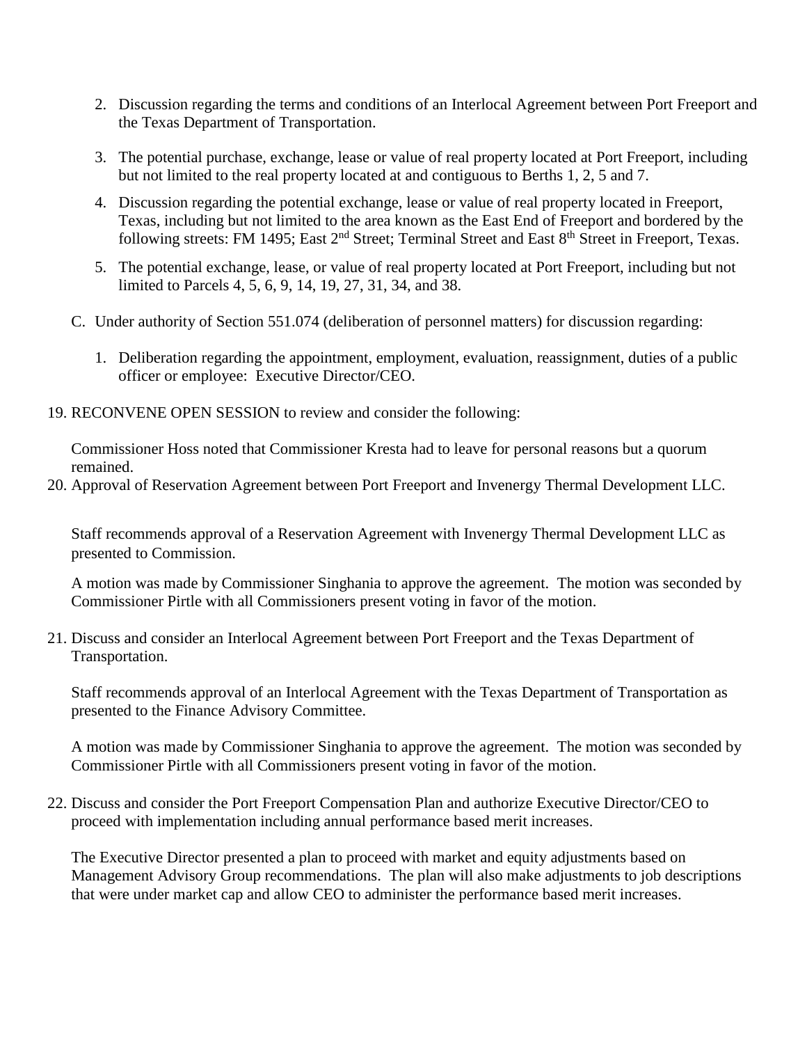2. Discussion regarding the terms and conditions of an Interlocal Agreement between Port Freeport and the Texas Department of Transportation.

3. The potential purchase, exchange, lease or value of real property located at Port Freeport, including but not limited to the real property located at and contiguous to Berths 1, 2, 5 and 7.

4. Discussion regarding the potential exchange, lease or value of real property located in Freeport, Texas, including but not limited to the area known as the East End of Freeport and bordered by the following streets: FM 1495; East 2nd Street; Terminal Street and East 8th Street in Freeport, Texas.

5. The potential exchange, lease, or value of real property located at Port Freeport, including but not limited to Parcels 4, 5, 6, 9, 14, 19, 27, 31, 34, and 38.

C. Under authority of Section 551.074 (deliberation of personnel matters) for discussion regarding:

1. Deliberation regarding the appointment, employment, evaluation, reassignment, duties of a public officer or employee: Executive Director/CEO.

19. RECONVENE OPEN SESSION to review and consider the following:

Commissioner Hoss noted that Commissioner Kresta had to leave for personal reasons but a quorum remained.

20. Approval of Reservation Agreement between Port Freeport and Invenergy Thermal Development LLC.

Staff recommends approval of a Reservation Agreement with Invenergy Thermal Development LLC as presented to Commission.

A motion was made by Commissioner Singhania to approve the agreement. The motion was seconded by Commissioner Pirtle with all Commissioners present voting in favor of the motion.

21. Discuss and consider an Interlocal Agreement between Port Freeport and the Texas Department of Transportation.

Staff recommends approval of an Interlocal Agreement with the Texas Department of Transportation as presented to the Finance Advisory Committee.

A motion was made by Commissioner Singhania to approve the agreement. The motion was seconded by Commissioner Pirtle with all Commissioners present voting in favor of the motion.

22. Discuss and consider the Port Freeport Compensation Plan and authorize Executive Director/CEO to proceed with implementation including annual performance based merit increases.

The Executive Director presented a plan to proceed with market and equity adjustments based on Management Advisory Group recommendations. The plan will also make adjustments to job descriptions that were under market cap and allow CEO to administer the performance based merit increases.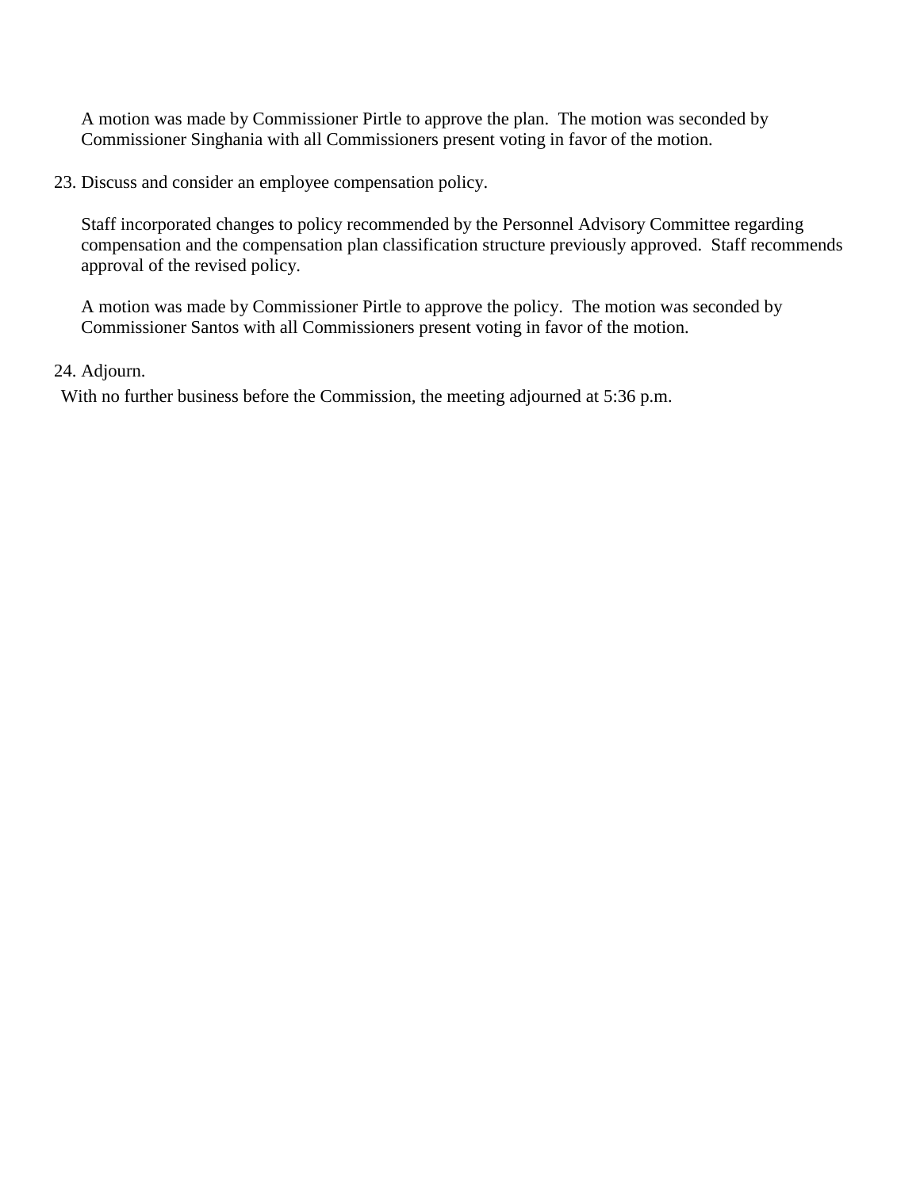A motion was made by Commissioner Pirtle to approve the plan. The motion was seconded by Commissioner Singhania with all Commissioners present voting in favor of the motion.

23. Discuss and consider an employee compensation policy.

    Staff incorporated changes to policy recommended by the Personnel Advisory Committee regarding compensation and the compensation plan classification structure previously approved. Staff recommends approval of the revised policy.

    A motion was made by Commissioner Pirtle to approve the policy. The motion was seconded by Commissioner Santos with all Commissioners present voting in favor of the motion.

24. Adjourn.

With no further business before the Commission, the meeting adjourned at 5:36 p.m.